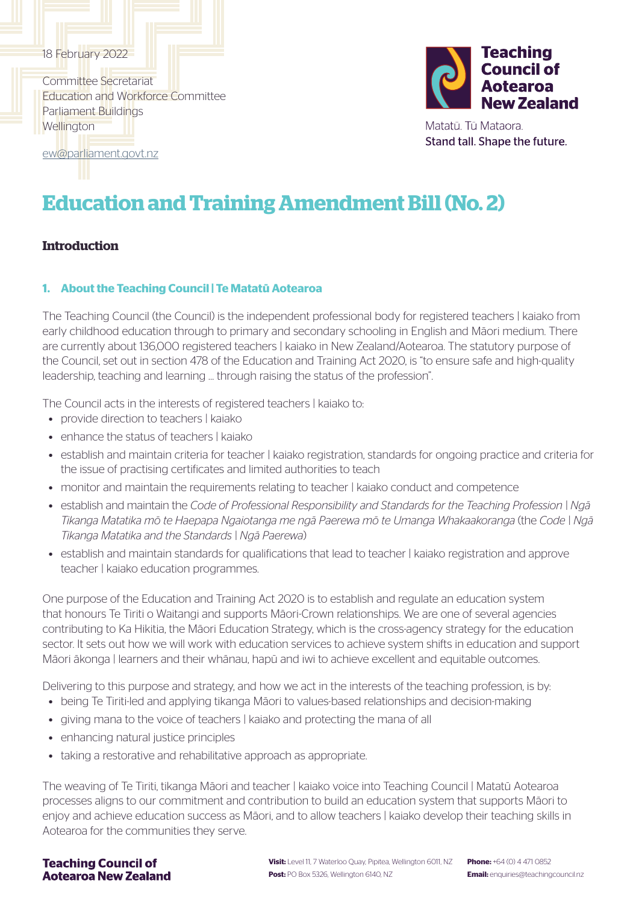18 February 2022

Committee Secretariat
Education and Workforce Committee
Parliament Buildings
Wellington

ew@parliament.govt.nz

**Teaching Council of Aotearoa New Zealand**

Matatū. Tū Mataora.
Stand tall. Shape the future.

# Education and Training Amendment Bill (No. 2)

## Introduction

### 1. About the Teaching Council | Te Matatū Aotearoa

The Teaching Council (the Council) is the independent professional body for registered teachers | kaiako from early childhood education through to primary and secondary schooling in English and Māori medium. There are currently about 136,000 registered teachers | kaiako in New Zealand/Aotearoa. The statutory purpose of the Council, set out in section 478 of the Education and Training Act 2020, is "to ensure safe and high-quality leadership, teaching and learning … through raising the status of the profession".

The Council acts in the interests of registered teachers | kaiako to:

- provide direction to teachers | kaiako
- enhance the status of teachers | kaiako
- establish and maintain criteria for teacher | kaiako registration, standards for ongoing practice and criteria for the issue of practising certificates and limited authorities to teach
- monitor and maintain the requirements relating to teacher | kaiako conduct and competence
- establish and maintain the *Code of Professional Responsibility and Standards for the Teaching Profession | Ngā Tikanga Matatika mō te Haepapa Ngaiotanga me ngā Paerewa mō te Umanga Whakaakoranga* (the *Code | Ngā Tikanga Matatika and the Standards | Ngā Paerewa*)
- establish and maintain standards for qualifications that lead to teacher | kaiako registration and approve teacher | kaiako education programmes.

One purpose of the Education and Training Act 2020 is to establish and regulate an education system that honours Te Tiriti o Waitangi and supports Māori-Crown relationships. We are one of several agencies contributing to Ka Hikitia, the Māori Education Strategy, which is the cross-agency strategy for the education sector. It sets out how we will work with education services to achieve system shifts in education and support Māori ākonga | learners and their whānau, hapū and iwi to achieve excellent and equitable outcomes.

Delivering to this purpose and strategy, and how we act in the interests of the teaching profession, is by:

- being Te Tiriti-led and applying tikanga Māori to values-based relationships and decision-making
- giving mana to the voice of teachers | kaiako and protecting the mana of all
- enhancing natural justice principles
- taking a restorative and rehabilitative approach as appropriate.

The weaving of Te Tiriti, tikanga Māori and teacher | kaiako voice into Teaching Council | Matatū Aotearoa processes aligns to our commitment and contribution to build an education system that supports Māori to enjoy and achieve education success as Māori, and to allow teachers | kaiako develop their teaching skills in Aotearoa for the communities they serve.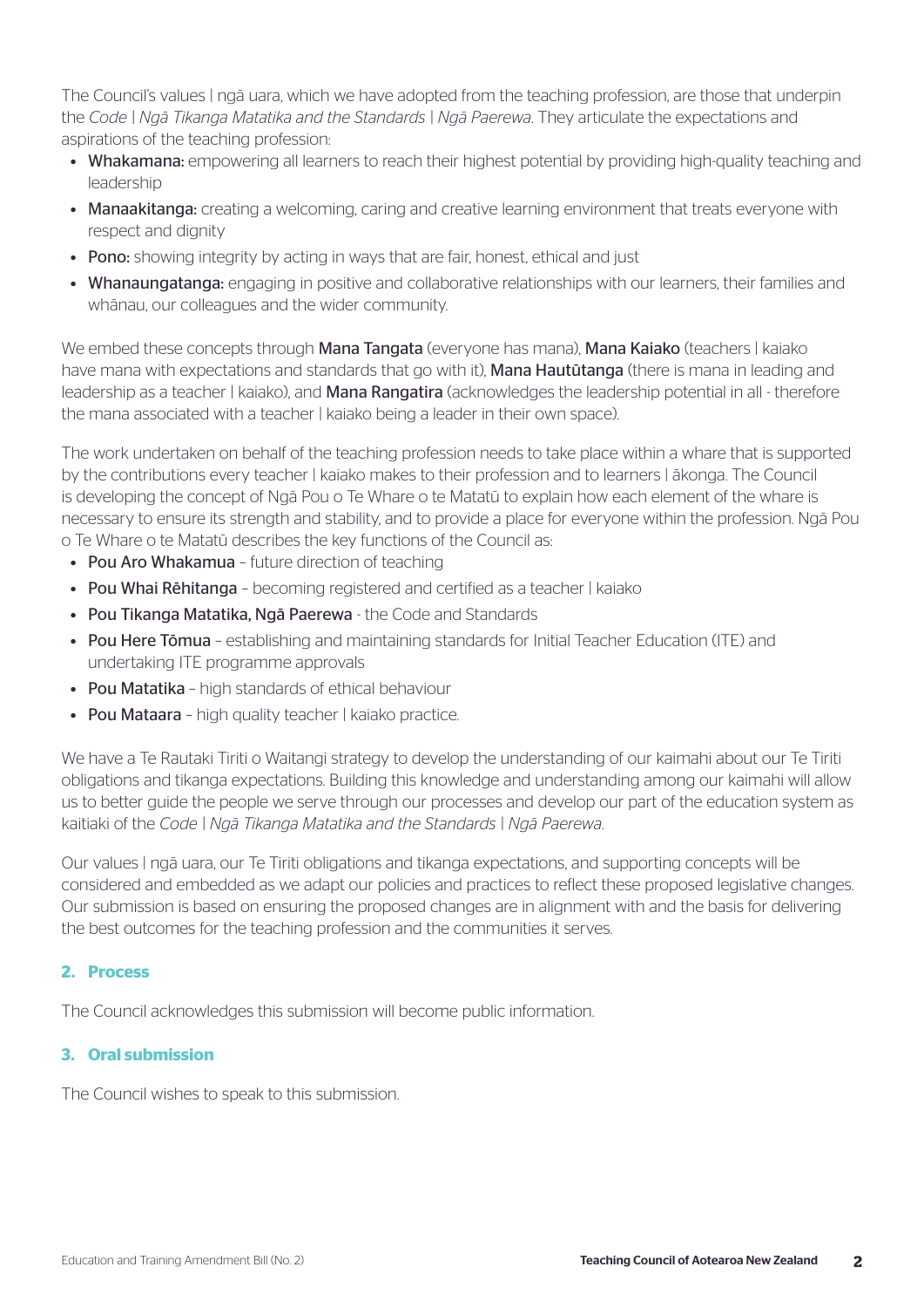The Council's values | ngā uara, which we have adopted from the teaching profession, are those that underpin the *Code | Ngā Tikanga Matatika and the Standards | Ngā Paerewa*. They articulate the expectations and aspirations of the teaching profession:

- **Whakamana:** empowering all learners to reach their highest potential by providing high-quality teaching and leadership
- **Manaakitanga:** creating a welcoming, caring and creative learning environment that treats everyone with respect and dignity
- **Pono:** showing integrity by acting in ways that are fair, honest, ethical and just
- **Whanaungatanga:** engaging in positive and collaborative relationships with our learners, their families and whānau, our colleagues and the wider community.

We embed these concepts through **Mana Tangata** (everyone has mana), **Mana Kaiako** (teachers | kaiako have mana with expectations and standards that go with it), **Mana Hautūtanga** (there is mana in leading and leadership as a teacher | kaiako), and **Mana Rangatira** (acknowledges the leadership potential in all - therefore the mana associated with a teacher | kaiako being a leader in their own space).

The work undertaken on behalf of the teaching profession needs to take place within a whare that is supported by the contributions every teacher | kaiako makes to their profession and to learners | ākonga. The Council is developing the concept of Ngā Pou o Te Whare o te Matatū to explain how each element of the whare is necessary to ensure its strength and stability, and to provide a place for everyone within the profession. Ngā Pou o Te Whare o te Matatū describes the key functions of the Council as:

- **Pou Aro Whakamua** – future direction of teaching
- **Pou Whai Rēhitanga** – becoming registered and certified as a teacher | kaiako
- **Pou Tikanga Matatika, Ngā Paerewa** - the Code and Standards
- **Pou Here Tōmua** – establishing and maintaining standards for Initial Teacher Education (ITE) and undertaking ITE programme approvals
- **Pou Matatika** – high standards of ethical behaviour
- **Pou Mataara** – high quality teacher | kaiako practice.

We have a Te Rautaki Tiriti o Waitangi strategy to develop the understanding of our kaimahi about our Te Tiriti obligations and tikanga expectations. Building this knowledge and understanding among our kaimahi will allow us to better guide the people we serve through our processes and develop our part of the education system as kaitiaki of the *Code | Ngā Tikanga Matatika and the Standards | Ngā Paerewa*.

Our values | ngā uara, our Te Tiriti obligations and tikanga expectations, and supporting concepts will be considered and embedded as we adapt our policies and practices to reflect these proposed legislative changes. Our submission is based on ensuring the proposed changes are in alignment with and the basis for delivering the best outcomes for the teaching profession and the communities it serves.

## 2. Process

The Council acknowledges this submission will become public information.

## 3. Oral submission

The Council wishes to speak to this submission.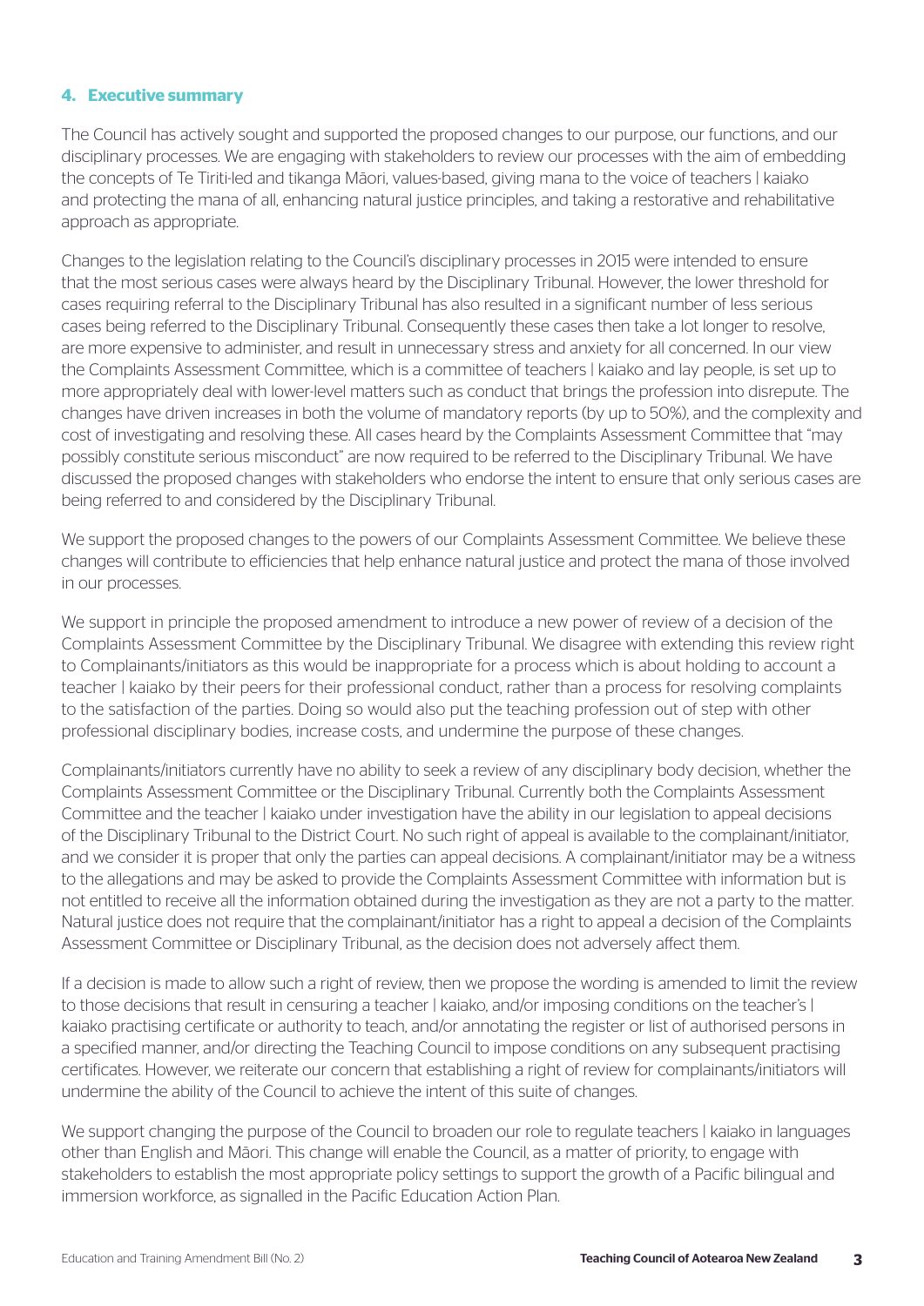## 4. Executive summary

The Council has actively sought and supported the proposed changes to our purpose, our functions, and our disciplinary processes. We are engaging with stakeholders to review our processes with the aim of embedding the concepts of Te Tiriti-led and tikanga Māori, values-based, giving mana to the voice of teachers | kaiako and protecting the mana of all, enhancing natural justice principles, and taking a restorative and rehabilitative approach as appropriate.

Changes to the legislation relating to the Council's disciplinary processes in 2015 were intended to ensure that the most serious cases were always heard by the Disciplinary Tribunal. However, the lower threshold for cases requiring referral to the Disciplinary Tribunal has also resulted in a significant number of less serious cases being referred to the Disciplinary Tribunal. Consequently these cases then take a lot longer to resolve, are more expensive to administer, and result in unnecessary stress and anxiety for all concerned. In our view the Complaints Assessment Committee, which is a committee of teachers | kaiako and lay people, is set up to more appropriately deal with lower-level matters such as conduct that brings the profession into disrepute. The changes have driven increases in both the volume of mandatory reports (by up to 50%), and the complexity and cost of investigating and resolving these. All cases heard by the Complaints Assessment Committee that "may possibly constitute serious misconduct" are now required to be referred to the Disciplinary Tribunal. We have discussed the proposed changes with stakeholders who endorse the intent to ensure that only serious cases are being referred to and considered by the Disciplinary Tribunal.

We support the proposed changes to the powers of our Complaints Assessment Committee. We believe these changes will contribute to efficiencies that help enhance natural justice and protect the mana of those involved in our processes.

We support in principle the proposed amendment to introduce a new power of review of a decision of the Complaints Assessment Committee by the Disciplinary Tribunal. We disagree with extending this review right to Complainants/initiators as this would be inappropriate for a process which is about holding to account a teacher | kaiako by their peers for their professional conduct, rather than a process for resolving complaints to the satisfaction of the parties. Doing so would also put the teaching profession out of step with other professional disciplinary bodies, increase costs, and undermine the purpose of these changes.

Complainants/initiators currently have no ability to seek a review of any disciplinary body decision, whether the Complaints Assessment Committee or the Disciplinary Tribunal. Currently both the Complaints Assessment Committee and the teacher | kaiako under investigation have the ability in our legislation to appeal decisions of the Disciplinary Tribunal to the District Court. No such right of appeal is available to the complainant/initiator, and we consider it is proper that only the parties can appeal decisions. A complainant/initiator may be a witness to the allegations and may be asked to provide the Complaints Assessment Committee with information but is not entitled to receive all the information obtained during the investigation as they are not a party to the matter. Natural justice does not require that the complainant/initiator has a right to appeal a decision of the Complaints Assessment Committee or Disciplinary Tribunal, as the decision does not adversely affect them.

If a decision is made to allow such a right of review, then we propose the wording is amended to limit the review to those decisions that result in censuring a teacher | kaiako, and/or imposing conditions on the teacher's | kaiako practising certificate or authority to teach, and/or annotating the register or list of authorised persons in a specified manner, and/or directing the Teaching Council to impose conditions on any subsequent practising certificates. However, we reiterate our concern that establishing a right of review for complainants/initiators will undermine the ability of the Council to achieve the intent of this suite of changes.

We support changing the purpose of the Council to broaden our role to regulate teachers | kaiako in languages other than English and Māori. This change will enable the Council, as a matter of priority, to engage with stakeholders to establish the most appropriate policy settings to support the growth of a Pacific bilingual and immersion workforce, as signalled in the Pacific Education Action Plan.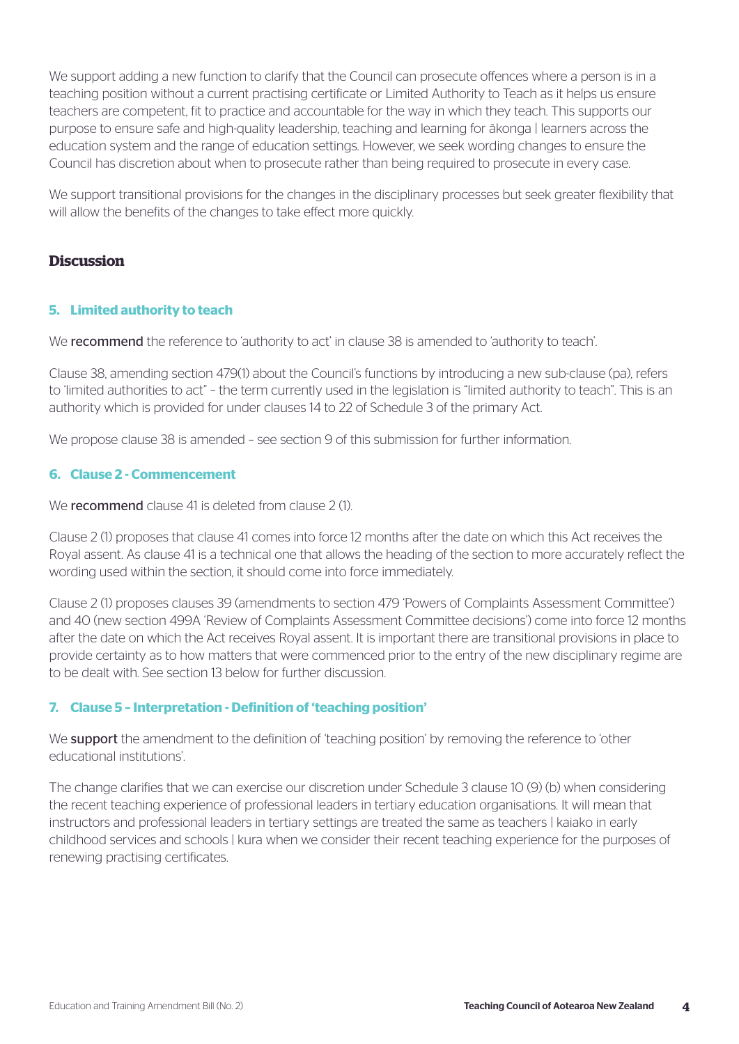We support adding a new function to clarify that the Council can prosecute offences where a person is in a teaching position without a current practising certificate or Limited Authority to Teach as it helps us ensure teachers are competent, fit to practice and accountable for the way in which they teach. This supports our purpose to ensure safe and high-quality leadership, teaching and learning for ākonga | learners across the education system and the range of education settings. However, we seek wording changes to ensure the Council has discretion about when to prosecute rather than being required to prosecute in every case.

We support transitional provisions for the changes in the disciplinary processes but seek greater flexibility that will allow the benefits of the changes to take effect more quickly.

## Discussion

### 5. Limited authority to teach

We **recommend** the reference to 'authority to act' in clause 38 is amended to 'authority to teach'.

Clause 38, amending section 479(1) about the Council's functions by introducing a new sub-clause (pa), refers to 'limited authorities to act" – the term currently used in the legislation is "limited authority to teach". This is an authority which is provided for under clauses 14 to 22 of Schedule 3 of the primary Act.

We propose clause 38 is amended – see section 9 of this submission for further information.

### 6. Clause 2 - Commencement

We **recommend** clause 41 is deleted from clause 2 (1).

Clause 2 (1) proposes that clause 41 comes into force 12 months after the date on which this Act receives the Royal assent. As clause 41 is a technical one that allows the heading of the section to more accurately reflect the wording used within the section, it should come into force immediately.

Clause 2 (1) proposes clauses 39 (amendments to section 479 'Powers of Complaints Assessment Committee') and 40 (new section 499A 'Review of Complaints Assessment Committee decisions') come into force 12 months after the date on which the Act receives Royal assent. It is important there are transitional provisions in place to provide certainty as to how matters that were commenced prior to the entry of the new disciplinary regime are to be dealt with. See section 13 below for further discussion.

### 7. Clause 5 – Interpretation - Definition of 'teaching position'

We **support** the amendment to the definition of 'teaching position' by removing the reference to 'other educational institutions'.

The change clarifies that we can exercise our discretion under Schedule 3 clause 10 (9) (b) when considering the recent teaching experience of professional leaders in tertiary education organisations. It will mean that instructors and professional leaders in tertiary settings are treated the same as teachers | kaiako in early childhood services and schools | kura when we consider their recent teaching experience for the purposes of renewing practising certificates.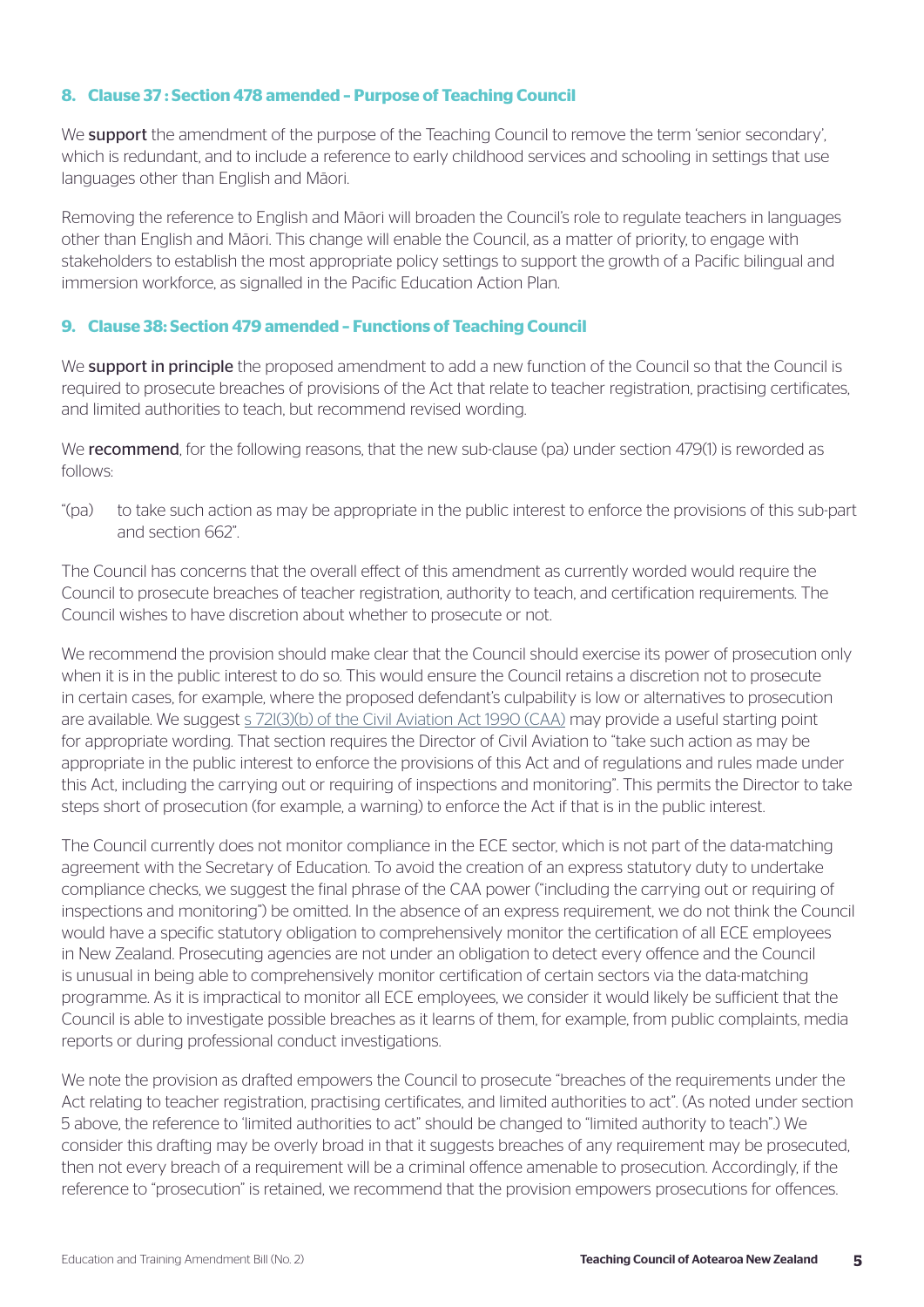### 8. Clause 37 : Section 478 amended – Purpose of Teaching Council

We **support** the amendment of the purpose of the Teaching Council to remove the term 'senior secondary', which is redundant, and to include a reference to early childhood services and schooling in settings that use languages other than English and Māori.

Removing the reference to English and Māori will broaden the Council's role to regulate teachers in languages other than English and Māori. This change will enable the Council, as a matter of priority, to engage with stakeholders to establish the most appropriate policy settings to support the growth of a Pacific bilingual and immersion workforce, as signalled in the Pacific Education Action Plan.

### 9. Clause 38: Section 479 amended – Functions of Teaching Council

We **support in principle** the proposed amendment to add a new function of the Council so that the Council is required to prosecute breaches of provisions of the Act that relate to teacher registration, practising certificates, and limited authorities to teach, but recommend revised wording.

We **recommend**, for the following reasons, that the new sub-clause (pa) under section 479(1) is reworded as follows:

"(pa) to take such action as may be appropriate in the public interest to enforce the provisions of this sub-part and section 662".

The Council has concerns that the overall effect of this amendment as currently worded would require the Council to prosecute breaches of teacher registration, authority to teach, and certification requirements. The Council wishes to have discretion about whether to prosecute or not.

We recommend the provision should make clear that the Council should exercise its power of prosecution only when it is in the public interest to do so. This would ensure the Council retains a discretion not to prosecute in certain cases, for example, where the proposed defendant's culpability is low or alternatives to prosecution are available. We suggest s 72I(3)(b) of the Civil Aviation Act 1990 (CAA) may provide a useful starting point for appropriate wording. That section requires the Director of Civil Aviation to "take such action as may be appropriate in the public interest to enforce the provisions of this Act and of regulations and rules made under this Act, including the carrying out or requiring of inspections and monitoring". This permits the Director to take steps short of prosecution (for example, a warning) to enforce the Act if that is in the public interest.

The Council currently does not monitor compliance in the ECE sector, which is not part of the data-matching agreement with the Secretary of Education. To avoid the creation of an express statutory duty to undertake compliance checks, we suggest the final phrase of the CAA power ("including the carrying out or requiring of inspections and monitoring") be omitted. In the absence of an express requirement, we do not think the Council would have a specific statutory obligation to comprehensively monitor the certification of all ECE employees in New Zealand. Prosecuting agencies are not under an obligation to detect every offence and the Council is unusual in being able to comprehensively monitor certification of certain sectors via the data-matching programme. As it is impractical to monitor all ECE employees, we consider it would likely be sufficient that the Council is able to investigate possible breaches as it learns of them, for example, from public complaints, media reports or during professional conduct investigations.

We note the provision as drafted empowers the Council to prosecute "breaches of the requirements under the Act relating to teacher registration, practising certificates, and limited authorities to act". (As noted under section 5 above, the reference to 'limited authorities to act" should be changed to "limited authority to teach".) We consider this drafting may be overly broad in that it suggests breaches of any requirement may be prosecuted, then not every breach of a requirement will be a criminal offence amenable to prosecution. Accordingly, if the reference to "prosecution" is retained, we recommend that the provision empowers prosecutions for offences.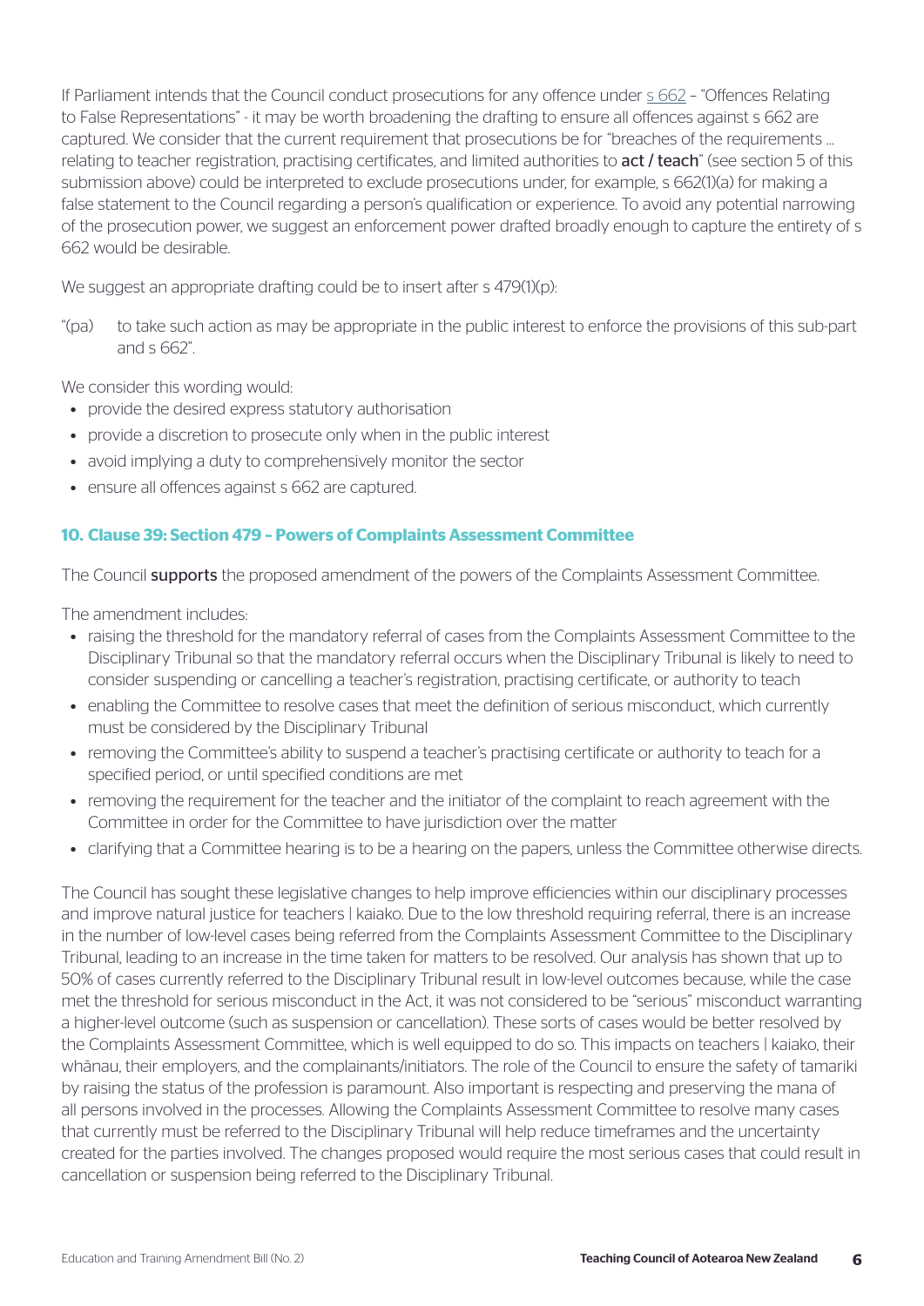If Parliament intends that the Council conduct prosecutions for any offence under s 662 – "Offences Relating to False Representations" - it may be worth broadening the drafting to ensure all offences against s 662 are captured. We consider that the current requirement that prosecutions be for "breaches of the requirements … relating to teacher registration, practising certificates, and limited authorities to **act / teach**" (see section 5 of this submission above) could be interpreted to exclude prosecutions under, for example, s 662(1)(a) for making a false statement to the Council regarding a person's qualification or experience. To avoid any potential narrowing of the prosecution power, we suggest an enforcement power drafted broadly enough to capture the entirety of s 662 would be desirable.

We suggest an appropriate drafting could be to insert after s 479(1)(p):

"(pa) to take such action as may be appropriate in the public interest to enforce the provisions of this sub-part and s 662".

We consider this wording would:

- provide the desired express statutory authorisation
- provide a discretion to prosecute only when in the public interest
- avoid implying a duty to comprehensively monitor the sector
- ensure all offences against s 662 are captured.

## 10. Clause 39: Section 479 – Powers of Complaints Assessment Committee

The Council **supports** the proposed amendment of the powers of the Complaints Assessment Committee.

The amendment includes:

- raising the threshold for the mandatory referral of cases from the Complaints Assessment Committee to the Disciplinary Tribunal so that the mandatory referral occurs when the Disciplinary Tribunal is likely to need to consider suspending or cancelling a teacher's registration, practising certificate, or authority to teach
- enabling the Committee to resolve cases that meet the definition of serious misconduct, which currently must be considered by the Disciplinary Tribunal
- removing the Committee's ability to suspend a teacher's practising certificate or authority to teach for a specified period, or until specified conditions are met
- removing the requirement for the teacher and the initiator of the complaint to reach agreement with the Committee in order for the Committee to have jurisdiction over the matter
- clarifying that a Committee hearing is to be a hearing on the papers, unless the Committee otherwise directs.

The Council has sought these legislative changes to help improve efficiencies within our disciplinary processes and improve natural justice for teachers | kaiako. Due to the low threshold requiring referral, there is an increase in the number of low-level cases being referred from the Complaints Assessment Committee to the Disciplinary Tribunal, leading to an increase in the time taken for matters to be resolved. Our analysis has shown that up to 50% of cases currently referred to the Disciplinary Tribunal result in low-level outcomes because, while the case met the threshold for serious misconduct in the Act, it was not considered to be "serious" misconduct warranting a higher-level outcome (such as suspension or cancellation). These sorts of cases would be better resolved by the Complaints Assessment Committee, which is well equipped to do so. This impacts on teachers | kaiako, their whānau, their employers, and the complainants/initiators. The role of the Council to ensure the safety of tamariki by raising the status of the profession is paramount. Also important is respecting and preserving the mana of all persons involved in the processes. Allowing the Complaints Assessment Committee to resolve many cases that currently must be referred to the Disciplinary Tribunal will help reduce timeframes and the uncertainty created for the parties involved. The changes proposed would require the most serious cases that could result in cancellation or suspension being referred to the Disciplinary Tribunal.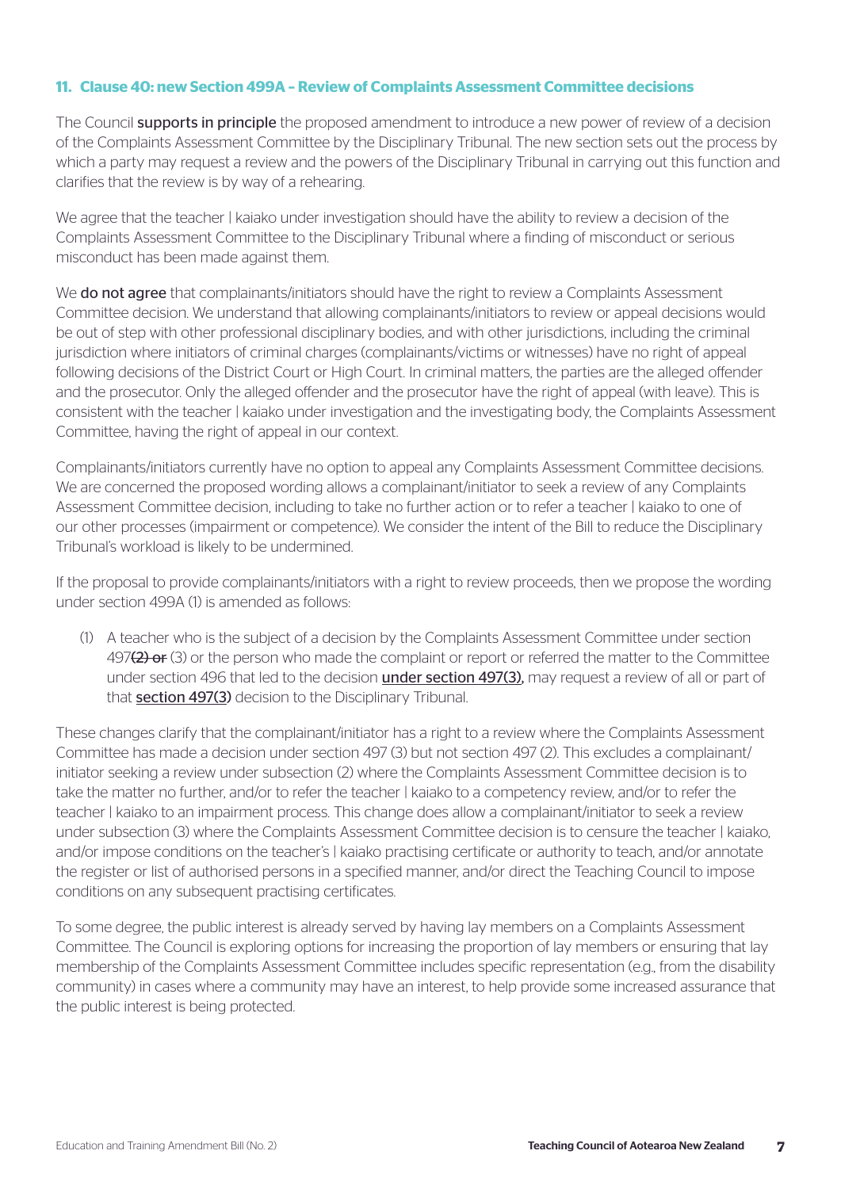### 11. Clause 40: new Section 499A – Review of Complaints Assessment Committee decisions

The Council **supports in principle** the proposed amendment to introduce a new power of review of a decision of the Complaints Assessment Committee by the Disciplinary Tribunal. The new section sets out the process by which a party may request a review and the powers of the Disciplinary Tribunal in carrying out this function and clarifies that the review is by way of a rehearing.

We agree that the teacher | kaiako under investigation should have the ability to review a decision of the Complaints Assessment Committee to the Disciplinary Tribunal where a finding of misconduct or serious misconduct has been made against them.

We **do not agree** that complainants/initiators should have the right to review a Complaints Assessment Committee decision. We understand that allowing complainants/initiators to review or appeal decisions would be out of step with other professional disciplinary bodies, and with other jurisdictions, including the criminal jurisdiction where initiators of criminal charges (complainants/victims or witnesses) have no right of appeal following decisions of the District Court or High Court. In criminal matters, the parties are the alleged offender and the prosecutor. Only the alleged offender and the prosecutor have the right of appeal (with leave). This is consistent with the teacher | kaiako under investigation and the investigating body, the Complaints Assessment Committee, having the right of appeal in our context.

Complainants/initiators currently have no option to appeal any Complaints Assessment Committee decisions. We are concerned the proposed wording allows a complainant/initiator to seek a review of any Complaints Assessment Committee decision, including to take no further action or to refer a teacher | kaiako to one of our other processes (impairment or competence). We consider the intent of the Bill to reduce the Disciplinary Tribunal's workload is likely to be undermined.

If the proposal to provide complainants/initiators with a right to review proceeds, then we propose the wording under section 499A (1) is amended as follows:

> (1) A teacher who is the subject of a decision by the Complaints Assessment Committee under section 497~~(2) or~~ (3) or the person who made the complaint or report or referred the matter to the Committee under section 496 that led to the decision **under section 497(3),** may request a review of all or part of that **section 497(3)** decision to the Disciplinary Tribunal.

These changes clarify that the complainant/initiator has a right to a review where the Complaints Assessment Committee has made a decision under section 497 (3) but not section 497 (2). This excludes a complainant/initiator seeking a review under subsection (2) where the Complaints Assessment Committee decision is to take the matter no further, and/or to refer the teacher | kaiako to a competency review, and/or to refer the teacher | kaiako to an impairment process. This change does allow a complainant/initiator to seek a review under subsection (3) where the Complaints Assessment Committee decision is to censure the teacher | kaiako, and/or impose conditions on the teacher's | kaiako practising certificate or authority to teach, and/or annotate the register or list of authorised persons in a specified manner, and/or direct the Teaching Council to impose conditions on any subsequent practising certificates.

To some degree, the public interest is already served by having lay members on a Complaints Assessment Committee. The Council is exploring options for increasing the proportion of lay members or ensuring that lay membership of the Complaints Assessment Committee includes specific representation (e.g., from the disability community) in cases where a community may have an interest, to help provide some increased assurance that the public interest is being protected.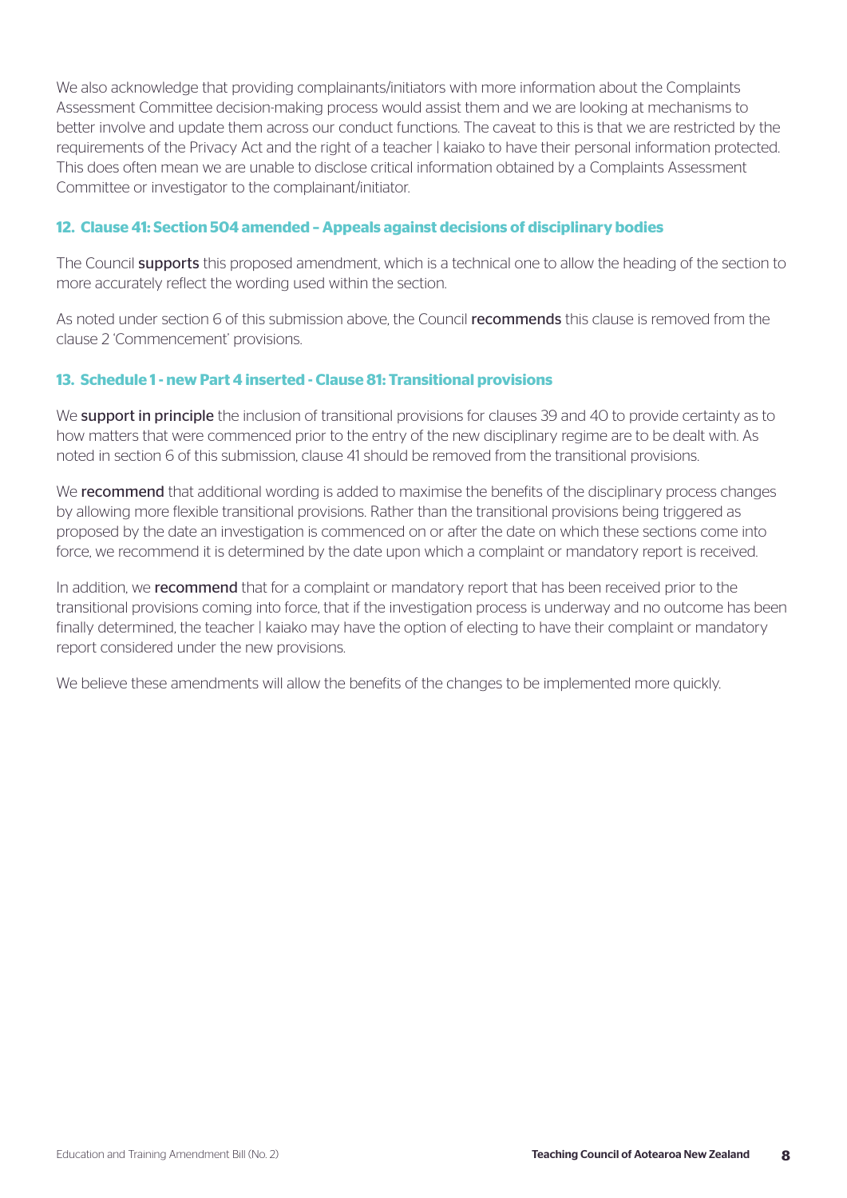We also acknowledge that providing complainants/initiators with more information about the Complaints Assessment Committee decision-making process would assist them and we are looking at mechanisms to better involve and update them across our conduct functions. The caveat to this is that we are restricted by the requirements of the Privacy Act and the right of a teacher | kaiako to have their personal information protected. This does often mean we are unable to disclose critical information obtained by a Complaints Assessment Committee or investigator to the complainant/initiator.

### 12. Clause 41: Section 504 amended – Appeals against decisions of disciplinary bodies

The Council **supports** this proposed amendment, which is a technical one to allow the heading of the section to more accurately reflect the wording used within the section.

As noted under section 6 of this submission above, the Council **recommends** this clause is removed from the clause 2 'Commencement' provisions.

### 13. Schedule 1 - new Part 4 inserted - Clause 81: Transitional provisions

We **support in principle** the inclusion of transitional provisions for clauses 39 and 40 to provide certainty as to how matters that were commenced prior to the entry of the new disciplinary regime are to be dealt with. As noted in section 6 of this submission, clause 41 should be removed from the transitional provisions.

We **recommend** that additional wording is added to maximise the benefits of the disciplinary process changes by allowing more flexible transitional provisions. Rather than the transitional provisions being triggered as proposed by the date an investigation is commenced on or after the date on which these sections come into force, we recommend it is determined by the date upon which a complaint or mandatory report is received.

In addition, we **recommend** that for a complaint or mandatory report that has been received prior to the transitional provisions coming into force, that if the investigation process is underway and no outcome has been finally determined, the teacher | kaiako may have the option of electing to have their complaint or mandatory report considered under the new provisions.

We believe these amendments will allow the benefits of the changes to be implemented more quickly.